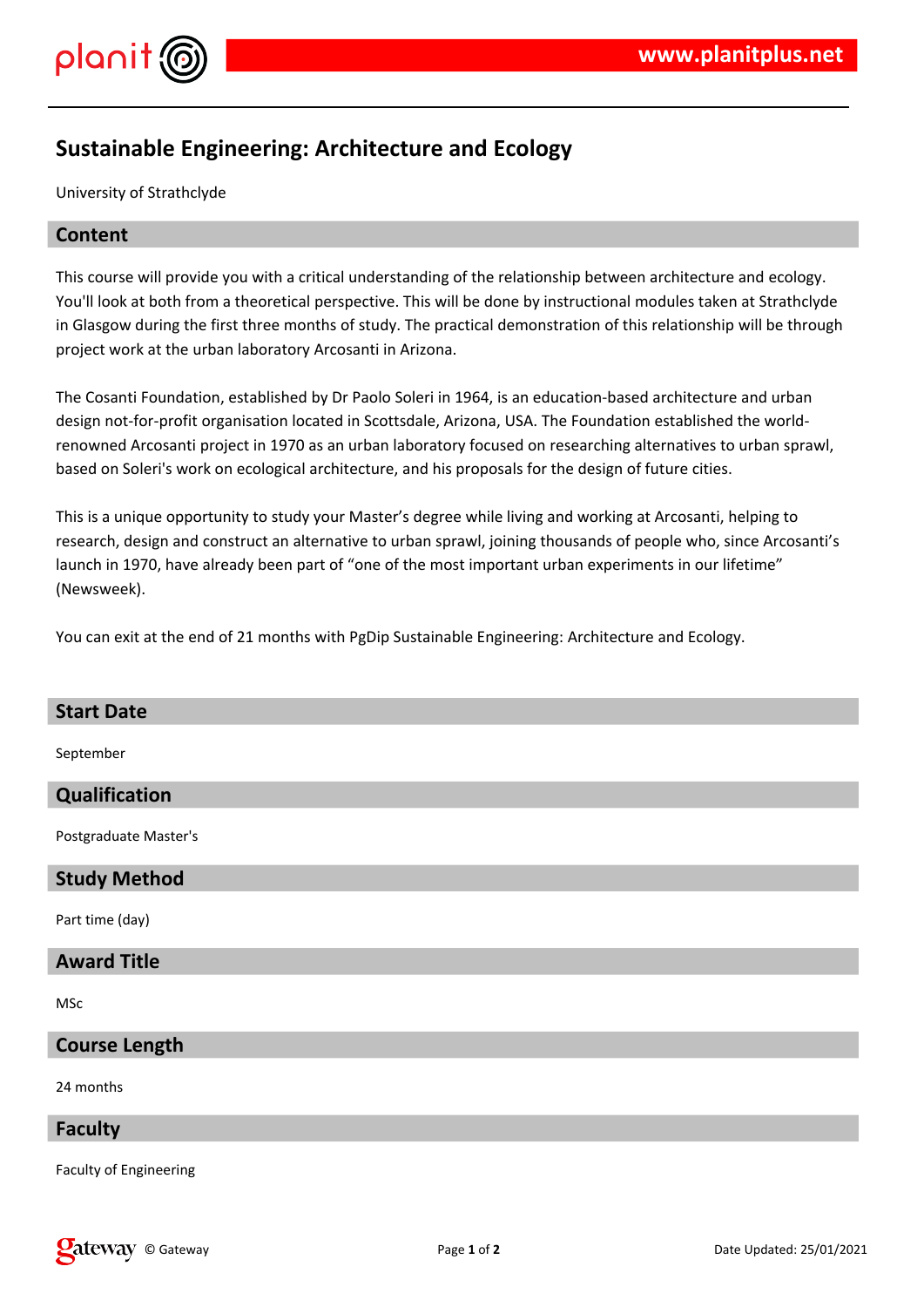# Sustainable Engineering: Architecture and Ecology

University of Strathclyde

## Content

This course will provide you with a critical understanding of the relationship between architecture and ecology. You'll look at both from a theoretical perspective. This will be done by instructional modules taken at Strathclyde in Glasgow during the first three months of study. The practical demonstration of this relationship will be through project work at the urban laboratory Arcosanti in Arizona.

The Cosanti Foundation, established by Dr Paolo Soleri in 1964, is an education-based architecture and urban design not-for-profit organisation located in Scottsdale, Arizona, USA. The Foundation established the world-renowned Arcosanti project in 1970 as an urban laboratory focused on researching alternatives to urban sprawl, based on Soleri's work on ecological architecture, and his proposals for the design of future cities.

This is a unique opportunity to study your Master's degree while living and working at Arcosanti, helping to research, design and construct an alternative to urban sprawl, joining thousands of people who, since Arcosanti's launch in 1970, have already been part of "one of the most important urban experiments in our lifetime" (Newsweek).

You can exit at the end of 21 months with PgDip Sustainable Engineering: Architecture and Ecology.

## Start Date

September

## Qualification

Postgraduate Master's

## Study Method

Part time (day)

## Award Title

MSc

## Course Length

24 months

## Faculty

Faculty of Engineering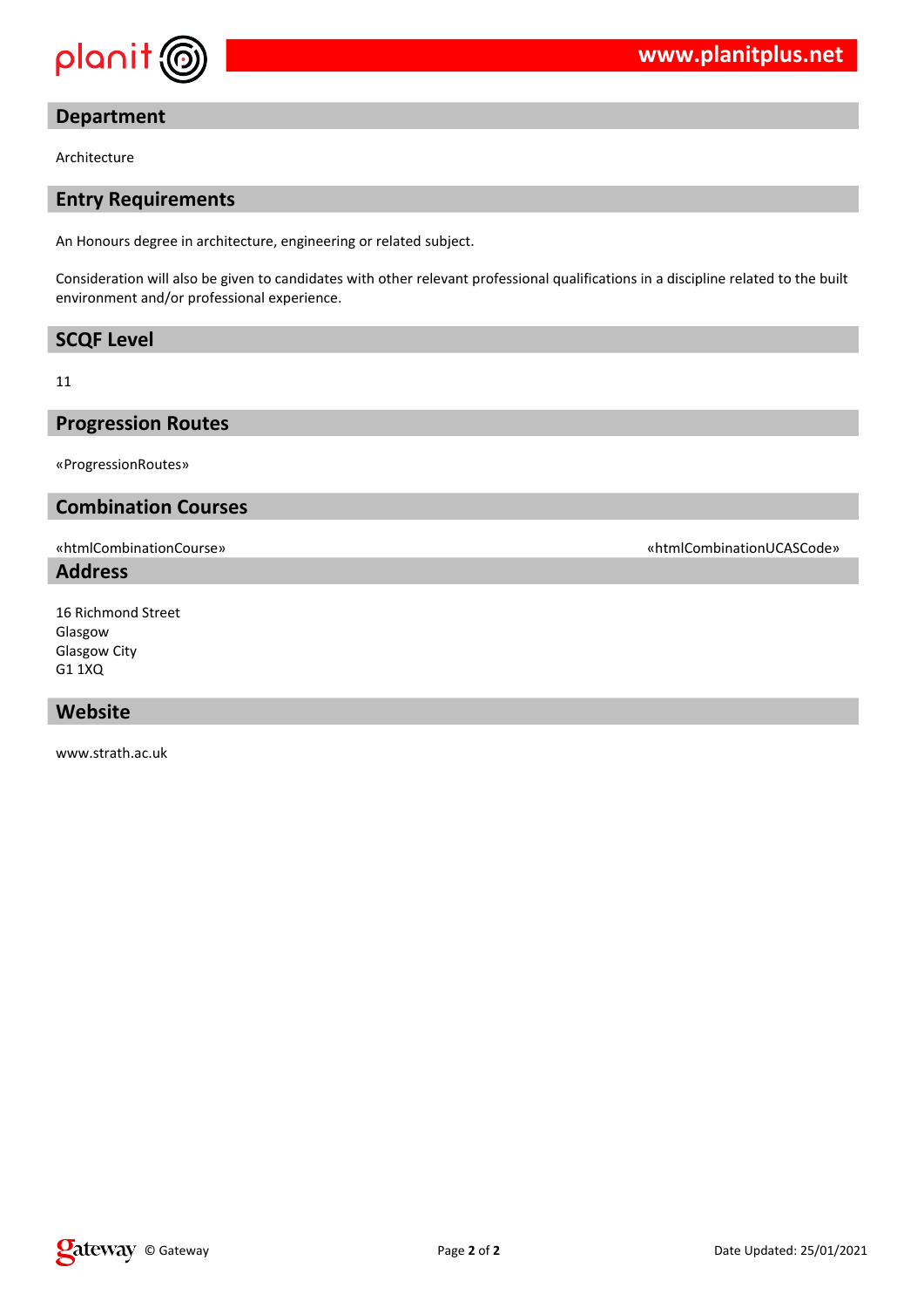## Department

Architecture

## Entry Requirements

An Honours degree in architecture, engineering or related subject.

Consideration will also be given to candidates with other relevant professional qualifications in a discipline related to the built environment and/or professional experience.

## SCQF Level

11

## Progression Routes

«ProgressionRoutes»

## Combination Courses

«htmlCombinationCourse» «htmlCombinationUCASCode»

## Address

16 Richmond Street
Glasgow
Glasgow City
G1 1XQ

## Website

www.strath.ac.uk